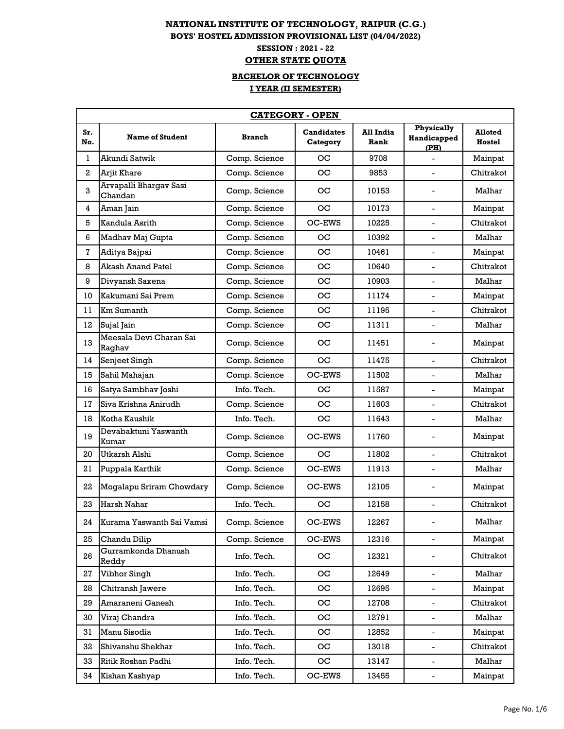# NATIONAL INSTITUTE OF TECHNOLOGY, RAIPUR (C.G.)

## BOYS' HOSTEL ADMISSION PROVISIONAL LIST (04/04/2022)

**SESSION : 2021 - 22**

**OTHER STATE QUOTA**

**BACHELOR OF TECHNOLOGY**

**I YEAR (II SEMESTER)**

| CATEGORY - OPEN | | | | | | |
|---|---|---|---|---|---|---|
| **Sr. No.** | **Name of Student** | **Branch** | **Candidates Category** | **All India Rank** | **Physically Handicapped (PH)** | **Alloted Hostel** |
| 1 | Akundi Satwik | Comp. Science | OC | 9708 | - | Mainpat |
| 2 | Arjit Khare | Comp. Science | OC | 9853 | - | Chitrakot |
| 3 | Arvapalli Bhargav Sasi Chandan | Comp. Science | OC | 10153 | - | Malhar |
| 4 | Aman Jain | Comp. Science | OC | 10173 | - | Mainpat |
| 5 | Kandula Asrith | Comp. Science | OC-EWS | 10225 | - | Chitrakot |
| 6 | Madhav Maj Gupta | Comp. Science | OC | 10392 | - | Malhar |
| 7 | Aditya Bajpai | Comp. Science | OC | 10461 | - | Mainpat |
| 8 | Akash Anand Patel | Comp. Science | OC | 10640 | - | Chitrakot |
| 9 | Divyansh Saxena | Comp. Science | OC | 10903 | - | Malhar |
| 10 | Kakumani Sai Prem | Comp. Science | OC | 11174 | - | Mainpat |
| 11 | Km Sumanth | Comp. Science | OC | 11195 | - | Chitrakot |
| 12 | Sujal Jain | Comp. Science | OC | 11311 | - | Malhar |
| 13 | Meesala Devi Charan Sai Raghav | Comp. Science | OC | 11451 | - | Mainpat |
| 14 | Senjeet Singh | Comp. Science | OC | 11475 | - | Chitrakot |
| 15 | Sahil Mahajan | Comp. Science | OC-EWS | 11502 | - | Malhar |
| 16 | Satya Sambhav Joshi | Info. Tech. | OC | 11587 | - | Mainpat |
| 17 | Siva Krishna Anirudh | Comp. Science | OC | 11603 | - | Chitrakot |
| 18 | Kotha Kaushik | Info. Tech. | OC | 11643 | - | Malhar |
| 19 | Devabaktuni Yaswanth Kumar | Comp. Science | OC-EWS | 11760 | - | Mainpat |
| 20 | Utkarsh Alshi | Comp. Science | OC | 11802 | - | Chitrakot |
| 21 | Puppala Karthik | Comp. Science | OC-EWS | 11913 | - | Malhar |
| 22 | Mogalapu Sriram Chowdary | Comp. Science | OC-EWS | 12105 | - | Mainpat |
| 23 | Harsh Nahar | Info. Tech. | OC | 12158 | - | Chitrakot |
| 24 | Kurama Yaswanth Sai Vamsi | Comp. Science | OC-EWS | 12267 | - | Malhar |
| 25 | Chandu Dilip | Comp. Science | OC-EWS | 12316 | - | Mainpat |
| 26 | Gurramkonda Dhanush Reddy | Info. Tech. | OC | 12321 | - | Chitrakot |
| 27 | Vibhor Singh | Info. Tech. | OC | 12649 | - | Malhar |
| 28 | Chitransh Jawere | Info. Tech. | OC | 12695 | - | Mainpat |
| 29 | Amaraneni Ganesh | Info. Tech. | OC | 12708 | - | Chitrakot |
| 30 | Viraj Chandra | Info. Tech. | OC | 12791 | - | Malhar |
| 31 | Manu Sisodia | Info. Tech. | OC | 12852 | - | Mainpat |
| 32 | Shivanshu Shekhar | Info. Tech. | OC | 13018 | - | Chitrakot |
| 33 | Ritik Roshan Padhi | Info. Tech. | OC | 13147 | - | Malhar |
| 34 | Kishan Kashyap | Info. Tech. | OC-EWS | 13455 | - | Mainpat |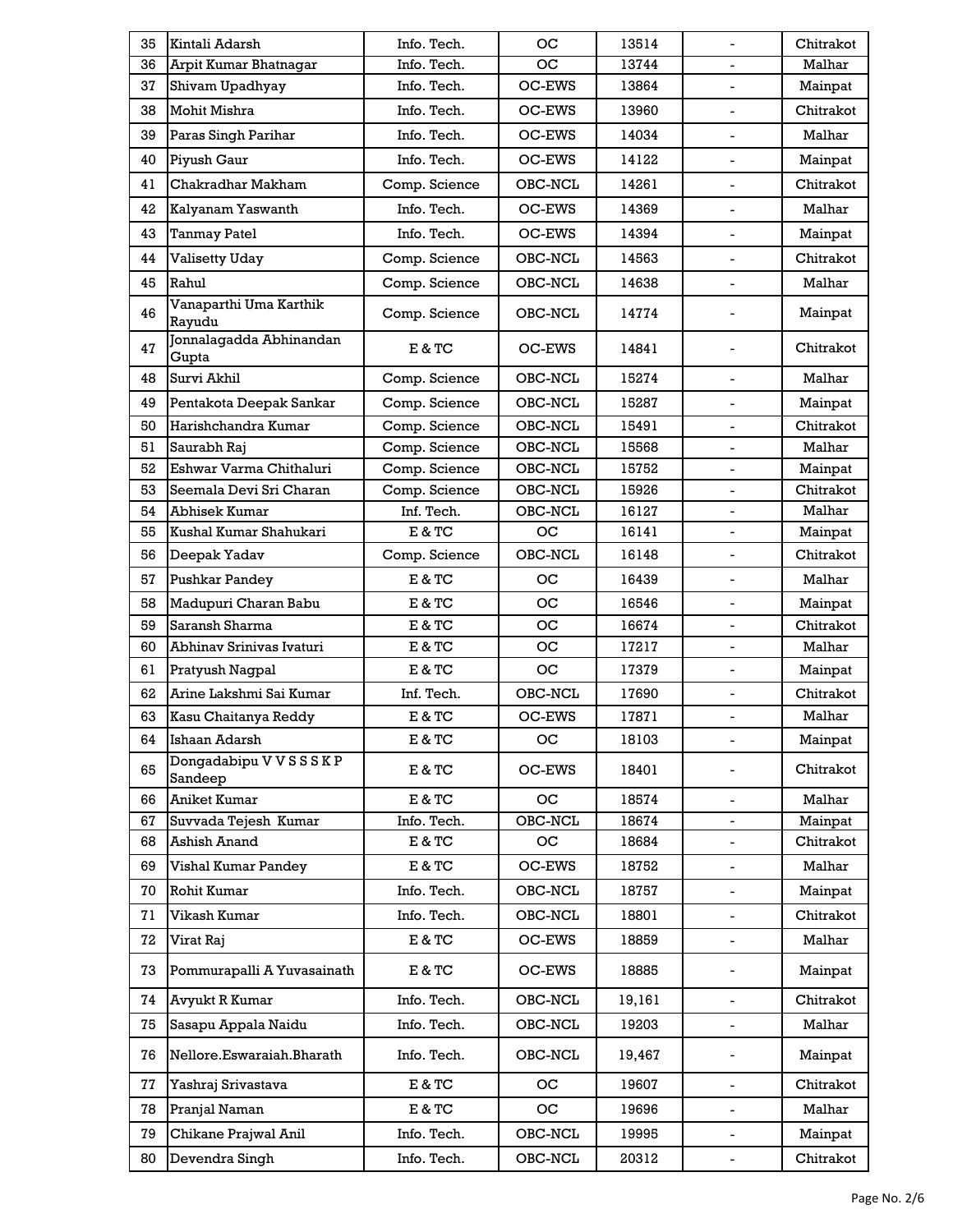| 35 | Kintali Adarsh | Info. Tech. | OC | 13514 | - | Chitrakot |
|---|---|---|---|---|---|---|
| 36 | Arpit Kumar Bhatnagar | Info. Tech. | OC | 13744 | - | Malhar |
| 37 | Shivam Upadhyay | Info. Tech. | OC-EWS | 13864 | - | Mainpat |
| 38 | Mohit Mishra | Info. Tech. | OC-EWS | 13960 | - | Chitrakot |
| 39 | Paras Singh Parihar | Info. Tech. | OC-EWS | 14034 | - | Malhar |
| 40 | Piyush Gaur | Info. Tech. | OC-EWS | 14122 | - | Mainpat |
| 41 | Chakradhar Makham | Comp. Science | OBC-NCL | 14261 | - | Chitrakot |
| 42 | Kalyanam Yaswanth | Info. Tech. | OC-EWS | 14369 | - | Malhar |
| 43 | Tanmay Patel | Info. Tech. | OC-EWS | 14394 | - | Mainpat |
| 44 | Valisetty Uday | Comp. Science | OBC-NCL | 14563 | - | Chitrakot |
| 45 | Rahul | Comp. Science | OBC-NCL | 14638 | - | Malhar |
| 46 | Vanaparthi Uma Karthik Rayudu | Comp. Science | OBC-NCL | 14774 | - | Mainpat |
| 47 | Jonnalagadda Abhinandan Gupta | E & TC | OC-EWS | 14841 | - | Chitrakot |
| 48 | Survi Akhil | Comp. Science | OBC-NCL | 15274 | - | Malhar |
| 49 | Pentakota Deepak Sankar | Comp. Science | OBC-NCL | 15287 | - | Mainpat |
| 50 | Harishchandra Kumar | Comp. Science | OBC-NCL | 15491 | - | Chitrakot |
| 51 | Saurabh Raj | Comp. Science | OBC-NCL | 15568 | - | Malhar |
| 52 | Eshwar Varma Chithaluri | Comp. Science | OBC-NCL | 15752 | - | Mainpat |
| 53 | Seemala Devi Sri Charan | Comp. Science | OBC-NCL | 15926 | - | Chitrakot |
| 54 | Abhisek Kumar | Inf. Tech. | OBC-NCL | 16127 | - | Malhar |
| 55 | Kushal Kumar Shahukari | E & TC | OC | 16141 | - | Mainpat |
| 56 | Deepak Yadav | Comp. Science | OBC-NCL | 16148 | - | Chitrakot |
| 57 | Pushkar Pandey | E & TC | OC | 16439 | - | Malhar |
| 58 | Madupuri Charan Babu | E & TC | OC | 16546 | - | Mainpat |
| 59 | Saransh Sharma | E & TC | OC | 16674 | - | Chitrakot |
| 60 | Abhinav Srinivas Ivaturi | E & TC | OC | 17217 | - | Malhar |
| 61 | Pratyush Nagpal | E & TC | OC | 17379 | - | Mainpat |
| 62 | Arine Lakshmi Sai Kumar | Inf. Tech. | OBC-NCL | 17690 | - | Chitrakot |
| 63 | Kasu Chaitanya Reddy | E & TC | OC-EWS | 17871 | - | Malhar |
| 64 | Ishaan Adarsh | E & TC | OC | 18103 | - | Mainpat |
| 65 | Dongadabipu V V S S S K P Sandeep | E & TC | OC-EWS | 18401 | - | Chitrakot |
| 66 | Aniket Kumar | E & TC | OC | 18574 | - | Malhar |
| 67 | Suvvada Tejesh Kumar | Info. Tech. | OBC-NCL | 18674 | - | Mainpat |
| 68 | Ashish Anand | E & TC | OC | 18684 | - | Chitrakot |
| 69 | Vishal Kumar Pandey | E & TC | OC-EWS | 18752 | - | Malhar |
| 70 | Rohit Kumar | Info. Tech. | OBC-NCL | 18757 | - | Mainpat |
| 71 | Vikash Kumar | Info. Tech. | OBC-NCL | 18801 | - | Chitrakot |
| 72 | Virat Raj | E & TC | OC-EWS | 18859 | - | Malhar |
| 73 | Pommurapalli A Yuvasainath | E & TC | OC-EWS | 18885 | - | Mainpat |
| 74 | Avyukt R Kumar | Info. Tech. | OBC-NCL | 19,161 | - | Chitrakot |
| 75 | Sasapu Appala Naidu | Info. Tech. | OBC-NCL | 19203 | - | Malhar |
| 76 | Nellore.Eswaraiah.Bharath | Info. Tech. | OBC-NCL | 19,467 | - | Mainpat |
| 77 | Yashraj Srivastava | E & TC | OC | 19607 | - | Chitrakot |
| 78 | Pranjal Naman | E & TC | OC | 19696 | - | Malhar |
| 79 | Chikane Prajwal Anil | Info. Tech. | OBC-NCL | 19995 | - | Mainpat |
| 80 | Devendra Singh | Info. Tech. | OBC-NCL | 20312 | - | Chitrakot |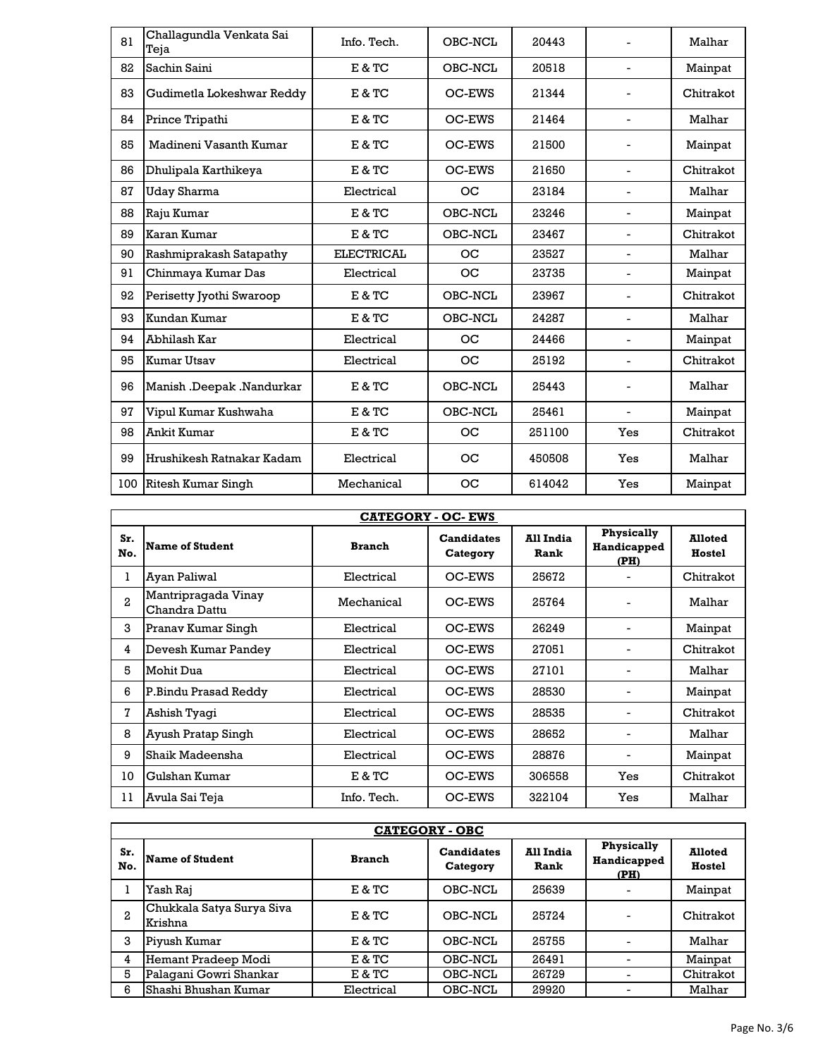| Sr. No. | Name of Student | Branch | Candidates Category | All India Rank | Physically Handicapped (PH) | Alloted Hostel |
|---|---|---|---|---|---|---|
| 81 | Challagundla Venkata Sai Teja | Info. Tech. | OBC-NCL | 20443 | - | Malhar |
| 82 | Sachin Saini | E & TC | OBC-NCL | 20518 | - | Mainpat |
| 83 | Gudimetla Lokeshwar Reddy | E & TC | OC-EWS | 21344 | - | Chitrakot |
| 84 | Prince Tripathi | E & TC | OC-EWS | 21464 | - | Malhar |
| 85 | Madineni Vasanth Kumar | E & TC | OC-EWS | 21500 | - | Mainpat |
| 86 | Dhulipala Karthikeya | E & TC | OC-EWS | 21650 | - | Chitrakot |
| 87 | Uday Sharma | Electrical | OC | 23184 | - | Malhar |
| 88 | Raju Kumar | E & TC | OBC-NCL | 23246 | - | Mainpat |
| 89 | Karan Kumar | E & TC | OBC-NCL | 23467 | - | Chitrakot |
| 90 | Rashmiprakash Satapathy | ELECTRICAL | OC | 23527 | - | Malhar |
| 91 | Chinmaya Kumar Das | Electrical | OC | 23735 | - | Mainpat |
| 92 | Perisetty Jyothi Swaroop | E & TC | OBC-NCL | 23967 | - | Chitrakot |
| 93 | Kundan Kumar | E & TC | OBC-NCL | 24287 | - | Malhar |
| 94 | Abhilash Kar | Electrical | OC | 24466 | - | Mainpat |
| 95 | Kumar Utsav | Electrical | OC | 25192 | - | Chitrakot |
| 96 | Manish .Deepak .Nandurkar | E & TC | OBC-NCL | 25443 | - | Malhar |
| 97 | Vipul Kumar Kushwaha | E & TC | OBC-NCL | 25461 | - | Mainpat |
| 98 | Ankit Kumar | E & TC | OC | 251100 | Yes | Chitrakot |
| 99 | Hrushikesh Ratnakar Kadam | Electrical | OC | 450508 | Yes | Malhar |
| 100 | Ritesh Kumar Singh | Mechanical | OC | 614042 | Yes | Mainpat |

**CATEGORY - OC- EWS**

| Sr. No. | Name of Student | Branch | Candidates Category | All India Rank | Physically Handicapped (PH) | Alloted Hostel |
|---|---|---|---|---|---|---|
| 1 | Ayan Paliwal | Electrical | OC-EWS | 25672 | - | Chitrakot |
| 2 | Mantripragada Vinay Chandra Dattu | Mechanical | OC-EWS | 25764 | - | Malhar |
| 3 | Pranav Kumar Singh | Electrical | OC-EWS | 26249 | - | Mainpat |
| 4 | Devesh Kumar Pandey | Electrical | OC-EWS | 27051 | - | Chitrakot |
| 5 | Mohit Dua | Electrical | OC-EWS | 27101 | - | Malhar |
| 6 | P.Bindu Prasad Reddy | Electrical | OC-EWS | 28530 | - | Mainpat |
| 7 | Ashish Tyagi | Electrical | OC-EWS | 28535 | - | Chitrakot |
| 8 | Ayush Pratap Singh | Electrical | OC-EWS | 28652 | - | Malhar |
| 9 | Shaik Madeensha | Electrical | OC-EWS | 28876 | - | Mainpat |
| 10 | Gulshan Kumar | E & TC | OC-EWS | 306558 | Yes | Chitrakot |
| 11 | Avula Sai Teja | Info. Tech. | OC-EWS | 322104 | Yes | Malhar |

**CATEGORY - OBC**

| Sr. No. | Name of Student | Branch | Candidates Category | All India Rank | Physically Handicapped (PH) | Alloted Hostel |
|---|---|---|---|---|---|---|
| 1 | Yash Raj | E & TC | OBC-NCL | 25639 | - | Mainpat |
| 2 | Chukkala Satya Surya Siva Krishna | E & TC | OBC-NCL | 25724 | - | Chitrakot |
| 3 | Piyush Kumar | E & TC | OBC-NCL | 25755 | - | Malhar |
| 4 | Hemant Pradeep Modi | E & TC | OBC-NCL | 26491 | - | Mainpat |
| 5 | Palagani Gowri Shankar | E & TC | OBC-NCL | 26729 | - | Chitrakot |
| 6 | Shashi Bhushan Kumar | Electrical | OBC-NCL | 29920 | - | Malhar |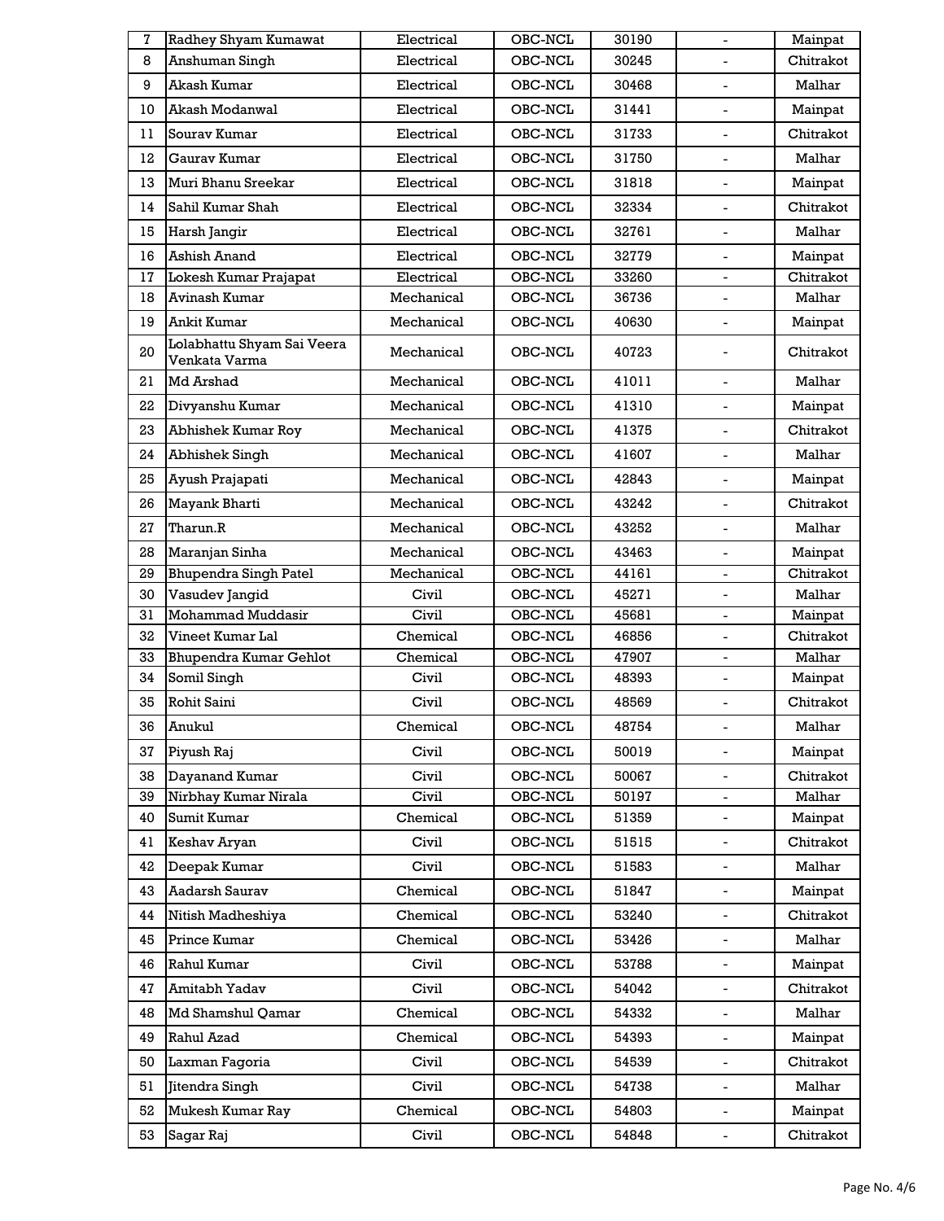| 7 | Radhey Shyam Kumawat | Electrical | OBC-NCL | 30190 | - | Mainpat |
|---|---|---|---|---|---|---|
| 8 | Anshuman Singh | Electrical | OBC-NCL | 30245 | - | Chitrakot |
| 9 | Akash Kumar | Electrical | OBC-NCL | 30468 | - | Malhar |
| 10 | Akash Modanwal | Electrical | OBC-NCL | 31441 | - | Mainpat |
| 11 | Sourav Kumar | Electrical | OBC-NCL | 31733 | - | Chitrakot |
| 12 | Gaurav Kumar | Electrical | OBC-NCL | 31750 | - | Malhar |
| 13 | Muri Bhanu Sreekar | Electrical | OBC-NCL | 31818 | - | Mainpat |
| 14 | Sahil Kumar Shah | Electrical | OBC-NCL | 32334 | - | Chitrakot |
| 15 | Harsh Jangir | Electrical | OBC-NCL | 32761 | - | Malhar |
| 16 | Ashish Anand | Electrical | OBC-NCL | 32779 | - | Mainpat |
| 17 | Lokesh Kumar Prajapat | Electrical | OBC-NCL | 33260 | - | Chitrakot |
| 18 | Avinash Kumar | Mechanical | OBC-NCL | 36736 | - | Malhar |
| 19 | Ankit Kumar | Mechanical | OBC-NCL | 40630 | - | Mainpat |
| 20 | Lolabhattu Shyam Sai Veera Venkata Varma | Mechanical | OBC-NCL | 40723 | - | Chitrakot |
| 21 | Md Arshad | Mechanical | OBC-NCL | 41011 | - | Malhar |
| 22 | Divyanshu Kumar | Mechanical | OBC-NCL | 41310 | - | Mainpat |
| 23 | Abhishek Kumar Roy | Mechanical | OBC-NCL | 41375 | - | Chitrakot |
| 24 | Abhishek Singh | Mechanical | OBC-NCL | 41607 | - | Malhar |
| 25 | Ayush Prajapati | Mechanical | OBC-NCL | 42843 | - | Mainpat |
| 26 | Mayank Bharti | Mechanical | OBC-NCL | 43242 | - | Chitrakot |
| 27 | Tharun.R | Mechanical | OBC-NCL | 43252 | - | Malhar |
| 28 | Maranjan Sinha | Mechanical | OBC-NCL | 43463 | - | Mainpat |
| 29 | Bhupendra Singh Patel | Mechanical | OBC-NCL | 44161 | - | Chitrakot |
| 30 | Vasudev Jangid | Civil | OBC-NCL | 45271 | - | Malhar |
| 31 | Mohammad Muddasir | Civil | OBC-NCL | 45681 | - | Mainpat |
| 32 | Vineet Kumar Lal | Chemical | OBC-NCL | 46856 | - | Chitrakot |
| 33 | Bhupendra Kumar Gehlot | Chemical | OBC-NCL | 47907 | - | Malhar |
| 34 | Somil Singh | Civil | OBC-NCL | 48393 | - | Mainpat |
| 35 | Rohit Saini | Civil | OBC-NCL | 48569 | - | Chitrakot |
| 36 | Anukul | Chemical | OBC-NCL | 48754 | - | Malhar |
| 37 | Piyush Raj | Civil | OBC-NCL | 50019 | - | Mainpat |
| 38 | Dayanand Kumar | Civil | OBC-NCL | 50067 | - | Chitrakot |
| 39 | Nirbhay Kumar Nirala | Civil | OBC-NCL | 50197 | - | Malhar |
| 40 | Sumit Kumar | Chemical | OBC-NCL | 51359 | - | Mainpat |
| 41 | Keshav Aryan | Civil | OBC-NCL | 51515 | - | Chitrakot |
| 42 | Deepak Kumar | Civil | OBC-NCL | 51583 | - | Malhar |
| 43 | Aadarsh Saurav | Chemical | OBC-NCL | 51847 | - | Mainpat |
| 44 | Nitish Madheshiya | Chemical | OBC-NCL | 53240 | - | Chitrakot |
| 45 | Prince Kumar | Chemical | OBC-NCL | 53426 | - | Malhar |
| 46 | Rahul Kumar | Civil | OBC-NCL | 53788 | - | Mainpat |
| 47 | Amitabh Yadav | Civil | OBC-NCL | 54042 | - | Chitrakot |
| 48 | Md Shamshul Qamar | Chemical | OBC-NCL | 54332 | - | Malhar |
| 49 | Rahul Azad | Chemical | OBC-NCL | 54393 | - | Mainpat |
| 50 | Laxman Fagoria | Civil | OBC-NCL | 54539 | - | Chitrakot |
| 51 | Jitendra Singh | Civil | OBC-NCL | 54738 | - | Malhar |
| 52 | Mukesh Kumar Ray | Chemical | OBC-NCL | 54803 | - | Mainpat |
| 53 | Sagar Raj | Civil | OBC-NCL | 54848 | - | Chitrakot |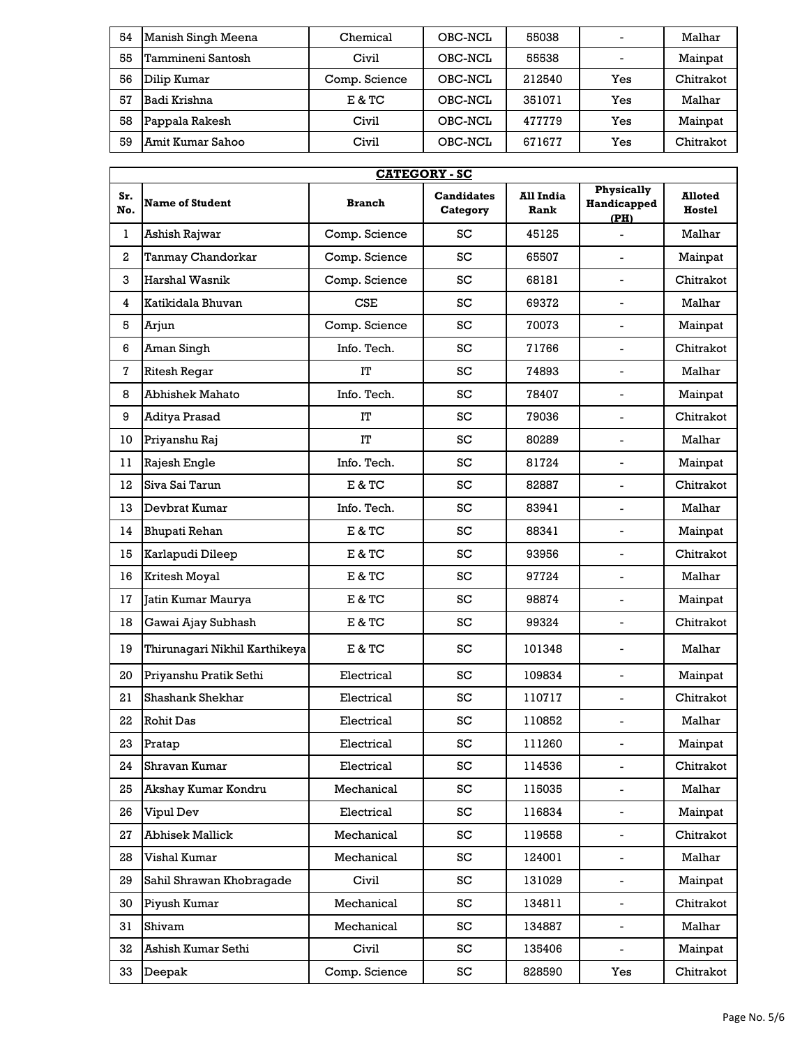| 54 | Manish Singh Meena | Chemical | OBC-NCL | 55038 | - | Malhar |
|---|---|---|---|---|---|---|
| 55 | Tammineni Santosh | Civil | OBC-NCL | 55538 | - | Mainpat |
| 56 | Dilip Kumar | Comp. Science | OBC-NCL | 212540 | Yes | Chitrakot |
| 57 | Badi Krishna | E & TC | OBC-NCL | 351071 | Yes | Malhar |
| 58 | Pappala Rakesh | Civil | OBC-NCL | 477779 | Yes | Mainpat |
| 59 | Amit Kumar Sahoo | Civil | OBC-NCL | 671677 | Yes | Chitrakot |

**CATEGORY - SC**

| Sr. No. | Name of Student | Branch | Candidates Category | All India Rank | Physically Handicapped (PH) | Alloted Hostel |
|---|---|---|---|---|---|---|
| 1 | Ashish Rajwar | Comp. Science | SC | 45125 | - | Malhar |
| 2 | Tanmay Chandorkar | Comp. Science | SC | 65507 | - | Mainpat |
| 3 | Harshal Wasnik | Comp. Science | SC | 68181 | - | Chitrakot |
| 4 | Katikidala Bhuvan | CSE | SC | 69372 | - | Malhar |
| 5 | Arjun | Comp. Science | SC | 70073 | - | Mainpat |
| 6 | Aman Singh | Info. Tech. | SC | 71766 | - | Chitrakot |
| 7 | Ritesh Regar | IT | SC | 74893 | - | Malhar |
| 8 | Abhishek Mahato | Info. Tech. | SC | 78407 | - | Mainpat |
| 9 | Aditya Prasad | IT | SC | 79036 | - | Chitrakot |
| 10 | Priyanshu Raj | IT | SC | 80289 | - | Malhar |
| 11 | Rajesh Engle | Info. Tech. | SC | 81724 | - | Mainpat |
| 12 | Siva Sai Tarun | E & TC | SC | 82887 | - | Chitrakot |
| 13 | Devbrat Kumar | Info. Tech. | SC | 83941 | - | Malhar |
| 14 | Bhupati Rehan | E & TC | SC | 88341 | - | Mainpat |
| 15 | Karlapudi Dileep | E & TC | SC | 93956 | - | Chitrakot |
| 16 | Kritesh Moyal | E & TC | SC | 97724 | - | Malhar |
| 17 | Jatin Kumar Maurya | E & TC | SC | 98874 | - | Mainpat |
| 18 | Gawai Ajay Subhash | E & TC | SC | 99324 | - | Chitrakot |
| 19 | Thirunagari Nikhil Karthikeya | E & TC | SC | 101348 | - | Malhar |
| 20 | Priyanshu Pratik Sethi | Electrical | SC | 109834 | - | Mainpat |
| 21 | Shashank Shekhar | Electrical | SC | 110717 | - | Chitrakot |
| 22 | Rohit Das | Electrical | SC | 110852 | - | Malhar |
| 23 | Pratap | Electrical | SC | 111260 | - | Mainpat |
| 24 | Shravan Kumar | Electrical | SC | 114536 | - | Chitrakot |
| 25 | Akshay Kumar Kondru | Mechanical | SC | 115035 | - | Malhar |
| 26 | Vipul Dev | Electrical | SC | 116834 | - | Mainpat |
| 27 | Abhisek Mallick | Mechanical | SC | 119558 | - | Chitrakot |
| 28 | Vishal Kumar | Mechanical | SC | 124001 | - | Malhar |
| 29 | Sahil Shrawan Khobragade | Civil | SC | 131029 | - | Mainpat |
| 30 | Piyush Kumar | Mechanical | SC | 134811 | - | Chitrakot |
| 31 | Shivam | Mechanical | SC | 134887 | - | Malhar |
| 32 | Ashish Kumar Sethi | Civil | SC | 135406 | - | Mainpat |
| 33 | Deepak | Comp. Science | SC | 828590 | Yes | Chitrakot |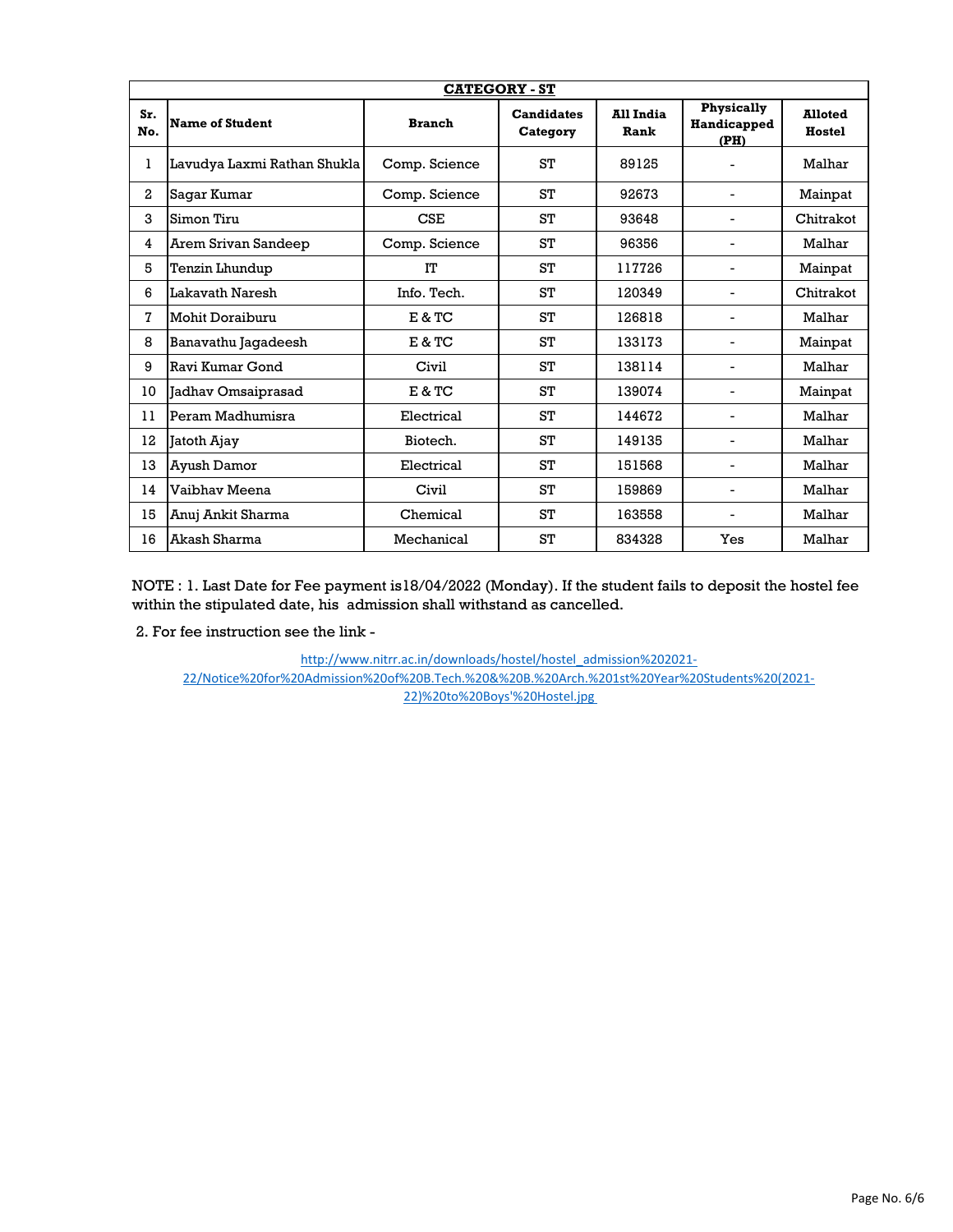| CATEGORY - ST | | | | | | |
|---|---|---|---|---|---|---|
| **Sr. No.** | **Name of Student** | **Branch** | **Candidates Category** | **All India Rank** | **Physically Handicapped (PH)** | **Alloted Hostel** |
| 1 | Lavudya Laxmi Rathan Shukla | Comp. Science | ST | 89125 | - | Malhar |
| 2 | Sagar Kumar | Comp. Science | ST | 92673 | - | Mainpat |
| 3 | Simon Tiru | CSE | ST | 93648 | - | Chitrakot |
| 4 | Arem Srivan Sandeep | Comp. Science | ST | 96356 | - | Malhar |
| 5 | Tenzin Lhundup | IT | ST | 117726 | - | Mainpat |
| 6 | Lakavath Naresh | Info. Tech. | ST | 120349 | - | Chitrakot |
| 7 | Mohit Doraiburu | E & TC | ST | 126818 | - | Malhar |
| 8 | Banavathu Jagadeesh | E & TC | ST | 133173 | - | Mainpat |
| 9 | Ravi Kumar Gond | Civil | ST | 138114 | - | Malhar |
| 10 | Jadhav Omsaiprasad | E & TC | ST | 139074 | - | Mainpat |
| 11 | Peram Madhumisra | Electrical | ST | 144672 | - | Malhar |
| 12 | Jatoth Ajay | Biotech. | ST | 149135 | - | Malhar |
| 13 | Ayush Damor | Electrical | ST | 151568 | - | Malhar |
| 14 | Vaibhav Meena | Civil | ST | 159869 | - | Malhar |
| 15 | Anuj Ankit Sharma | Chemical | ST | 163558 | - | Malhar |
| 16 | Akash Sharma | Mechanical | ST | 834328 | Yes | Malhar |

NOTE : 1. Last Date for Fee payment is18/04/2022 (Monday). If the student fails to deposit the hostel fee within the stipulated date, his admission shall withstand as cancelled.

2. For fee instruction see the link -

http://www.nitrr.ac.in/downloads/hostel/hostel_admission%202021-22/Notice%20for%20Admission%20of%20B.Tech.%20&%20B.%20Arch.%201st%20Year%20Students%20(2021-22)%20to%20Boys'%20Hostel.jpg